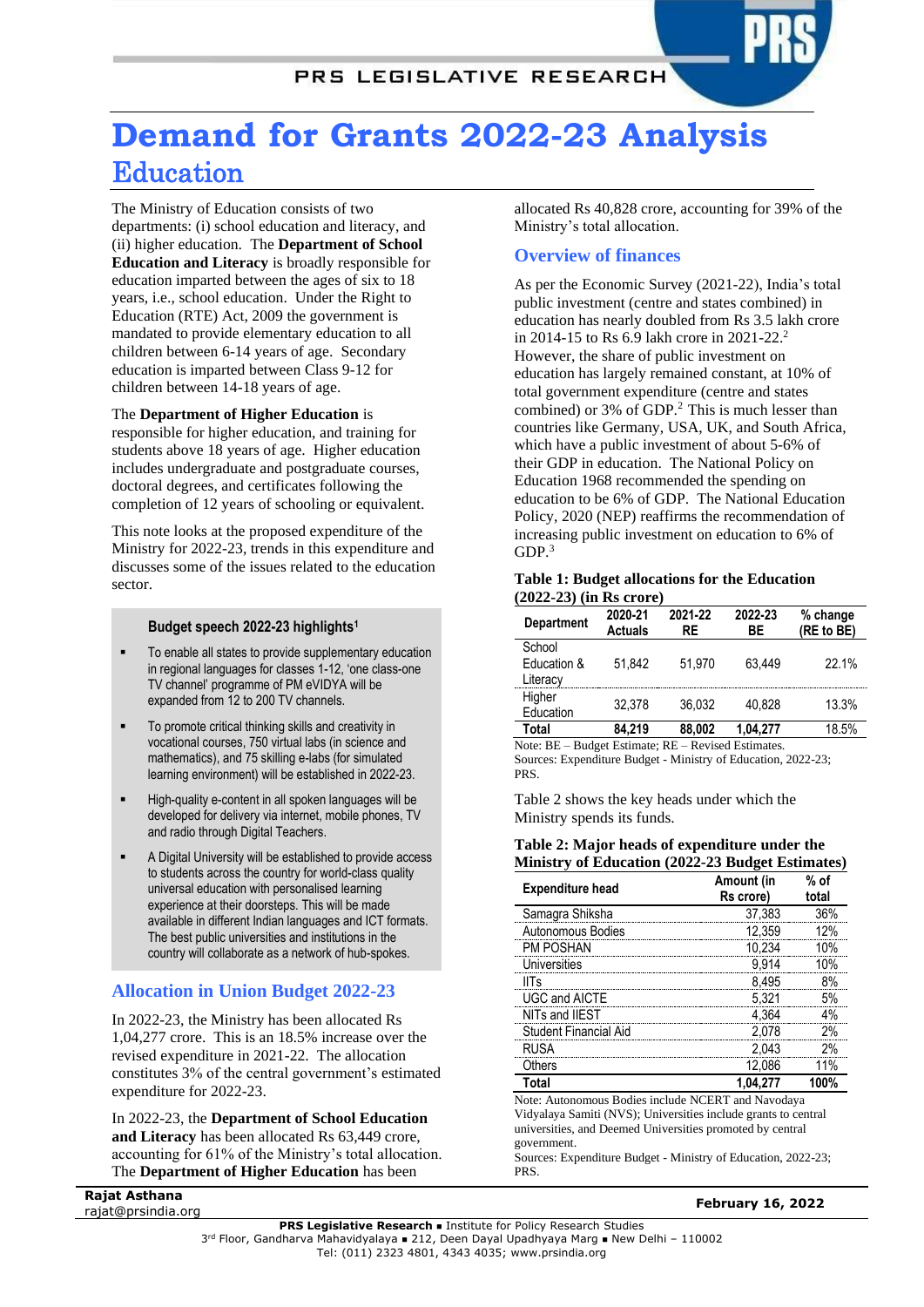# Demand for Grants 2022-23 Analysis

## Education

The Ministry of Education consists of two departments: (i) school education and literacy, and (ii) higher education. The **Department of School Education and Literacy** is broadly responsible for education imparted between the ages of six to 18 years, i.e., school education. Under the Right to Education (RTE) Act, 2009 the government is mandated to provide elementary education to all children between 6-14 years of age. Secondary education is imparted between Class 9-12 for children between 14-18 years of age.

The **Department of Higher Education** is responsible for higher education, and training for students above 18 years of age. Higher education includes undergraduate and postgraduate courses, doctoral degrees, and certificates following the completion of 12 years of schooling or equivalent.

This note looks at the proposed expenditure of the Ministry for 2022-23, trends in this expenditure and discusses some of the issues related to the education sector.

> **Budget speech 2022-23 highlights**[1]
>
> - To enable all states to provide supplementary education in regional languages for classes 1-12, 'one class-one TV channel' programme of PM eVIDYA will be expanded from 12 to 200 TV channels.
> - To promote critical thinking skills and creativity in vocational courses, 750 virtual labs (in science and mathematics), and 75 skilling e-labs (for simulated learning environment) will be established in 2022-23.
> - High-quality e-content in all spoken languages will be developed for delivery via internet, mobile phones, TV and radio through Digital Teachers.
> - A Digital University will be established to provide access to students across the country for world-class quality universal education with personalised learning experience at their doorsteps. This will be made available in different Indian languages and ICT formats. The best public universities and institutions in the country will collaborate as a network of hub-spokes.

## Allocation in Union Budget 2022-23

In 2022-23, the Ministry has been allocated Rs 1,04,277 crore. This is an 18.5% increase over the revised expenditure in 2021-22. The allocation constitutes 3% of the central government's estimated expenditure for 2022-23.

In 2022-23, the **Department of School Education and Literacy** has been allocated Rs 63,449 crore, accounting for 61% of the Ministry's total allocation. The **Department of Higher Education** has been allocated Rs 40,828 crore, accounting for 39% of the Ministry's total allocation.

## Overview of finances

As per the Economic Survey (2021-22), India's total public investment (centre and states combined) in education has nearly doubled from Rs 3.5 lakh crore in 2014-15 to Rs 6.9 lakh crore in 2021-22.[2] However, the share of public investment on education has largely remained constant, at 10% of total government expenditure (centre and states combined) or 3% of GDP.[2] This is much lesser than countries like Germany, USA, UK, and South Africa, which have a public investment of about 5-6% of their GDP in education. The National Policy on Education 1968 recommended the spending on education to be 6% of GDP. The National Education Policy, 2020 (NEP) reaffirms the recommendation of increasing public investment on education to 6% of GDP.[3]

**Table 1: Budget allocations for the Education (2022-23) (in Rs crore)**

| Department | 2020-21 Actuals | 2021-22 RE | 2022-23 BE | % change (RE to BE) |
|---|---|---|---|---|
| School Education & Literacy | 51,842 | 51,970 | 63,449 | 22.1% |
| Higher Education | 32,378 | 36,032 | 40,828 | 13.3% |
| **Total** | **84,219** | **88,002** | **1,04,277** | 18.5% |

Note: BE – Budget Estimate; RE – Revised Estimates.
Sources: Expenditure Budget - Ministry of Education, 2022-23; PRS.

Table 2 shows the key heads under which the Ministry spends its funds.

**Table 2: Major heads of expenditure under the Ministry of Education (2022-23 Budget Estimates)**

| Expenditure head | Amount (in Rs crore) | % of total |
|---|---|---|
| Samagra Shiksha | 37,383 | 36% |
| Autonomous Bodies | 12,359 | 12% |
| PM POSHAN | 10,234 | 10% |
| Universities | 9,914 | 10% |
| IITs | 8,495 | 8% |
| UGC and AICTE | 5,321 | 5% |
| NITs and IIEST | 4,364 | 4% |
| Student Financial Aid | 2,078 | 2% |
| RUSA | 2,043 | 2% |
| Others | 12,086 | 11% |
| **Total** | **1,04,277** | **100%** |

Note: Autonomous Bodies include NCERT and Navodaya Vidyalaya Samiti (NVS); Universities include grants to central universities, and Deemed Universities promoted by central government.
Sources: Expenditure Budget - Ministry of Education, 2022-23; PRS.

Rajat Asthana
rajat@prsindia.org

February 16, 2022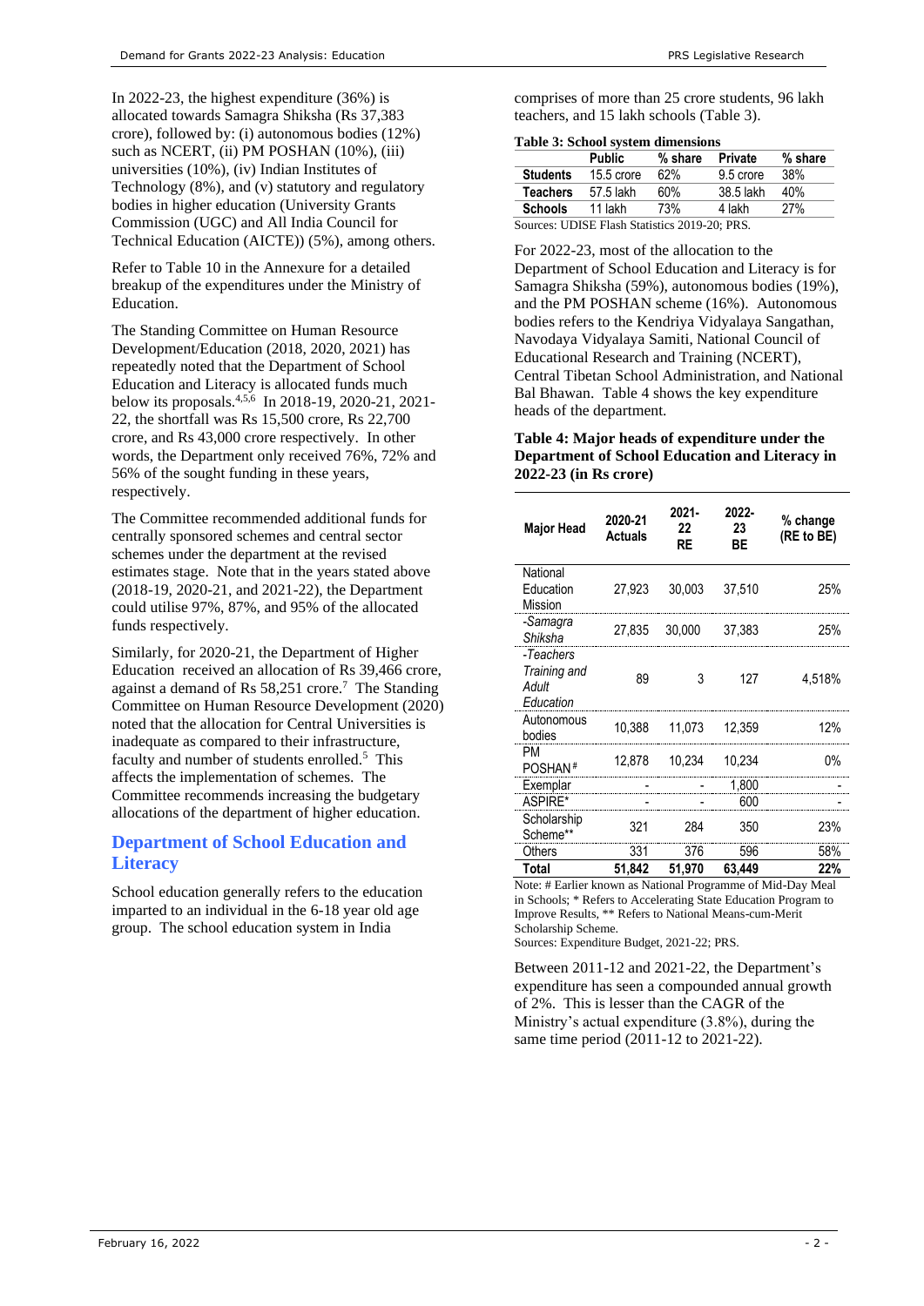In 2022-23, the highest expenditure (36%) is allocated towards Samagra Shiksha (Rs 37,383 crore), followed by: (i) autonomous bodies (12%) such as NCERT, (ii) PM POSHAN (10%), (iii) universities (10%), (iv) Indian Institutes of Technology (8%), and (v) statutory and regulatory bodies in higher education (University Grants Commission (UGC) and All India Council for Technical Education (AICTE)) (5%), among others.

Refer to Table 10 in the Annexure for a detailed breakup of the expenditures under the Ministry of Education.

The Standing Committee on Human Resource Development/Education (2018, 2020, 2021) has repeatedly noted that the Department of School Education and Literacy is allocated funds much below its proposals.[4,5,6] In 2018-19, 2020-21, 2021-22, the shortfall was Rs 15,500 crore, Rs 22,700 crore, and Rs 43,000 crore respectively. In other words, the Department only received 76%, 72% and 56% of the sought funding in these years, respectively.

The Committee recommended additional funds for centrally sponsored schemes and central sector schemes under the department at the revised estimates stage. Note that in the years stated above (2018-19, 2020-21, and 2021-22), the Department could utilise 97%, 87%, and 95% of the allocated funds respectively.

Similarly, for 2020-21, the Department of Higher Education received an allocation of Rs 39,466 crore, against a demand of Rs 58,251 crore.[7] The Standing Committee on Human Resource Development (2020) noted that the allocation for Central Universities is inadequate as compared to their infrastructure, faculty and number of students enrolled.[5] This affects the implementation of schemes. The Committee recommends increasing the budgetary allocations of the department of higher education.

## Department of School Education and Literacy

School education generally refers to the education imparted to an individual in the 6-18 year old age group. The school education system in India comprises of more than 25 crore students, 96 lakh teachers, and 15 lakh schools (Table 3).

**Table 3: School system dimensions**

| | Public | % share | Private | % share |
|---|---|---|---|---|
| **Students** | 15.5 crore | 62% | 9.5 crore | 38% |
| **Teachers** | 57.5 lakh | 60% | 38.5 lakh | 40% |
| **Schools** | 11 lakh | 73% | 4 lakh | 27% |

Sources: UDISE Flash Statistics 2019-20; PRS.

For 2022-23, most of the allocation to the Department of School Education and Literacy is for Samagra Shiksha (59%), autonomous bodies (19%), and the PM POSHAN scheme (16%). Autonomous bodies refers to the Kendriya Vidyalaya Sangathan, Navodaya Vidyalaya Samiti, National Council of Educational Research and Training (NCERT), Central Tibetan School Administration, and National Bal Bhawan. Table 4 shows the key expenditure heads of the department.

**Table 4: Major heads of expenditure under the Department of School Education and Literacy in 2022-23 (in Rs crore)**

| Major Head | 2020-21 Actuals | 2021-22 RE | 2022-23 BE | % change (RE to BE) |
|---|---|---|---|---|
| National Education Mission | 27,923 | 30,003 | 37,510 | 25% |
| *-Samagra Shiksha* | 27,835 | 30,000 | 37,383 | 25% |
| *-Teachers Training and Adult Education* | 89 | 3 | 127 | 4,518% |
| Autonomous bodies | 10,388 | 11,073 | 12,359 | 12% |
| PM POSHAN# | 12,878 | 10,234 | 10,234 | 0% |
| Exemplar | - | - | 1,800 | - |
| ASPIRE* | - | - | 600 | - |
| Scholarship Scheme** | 321 | 284 | 350 | 23% |
| Others | 331 | 376 | 596 | 58% |
| **Total** | **51,842** | **51,970** | **63,449** | **22%** |

Note: # Earlier known as National Programme of Mid-Day Meal in Schools; * Refers to Accelerating State Education Program to Improve Results, ** Refers to National Means-cum-Merit Scholarship Scheme.
Sources: Expenditure Budget, 2021-22; PRS.

Between 2011-12 and 2021-22, the Department's expenditure has seen a compounded annual growth of 2%. This is lesser than the CAGR of the Ministry's actual expenditure (3.8%), during the same time period (2011-12 to 2021-22).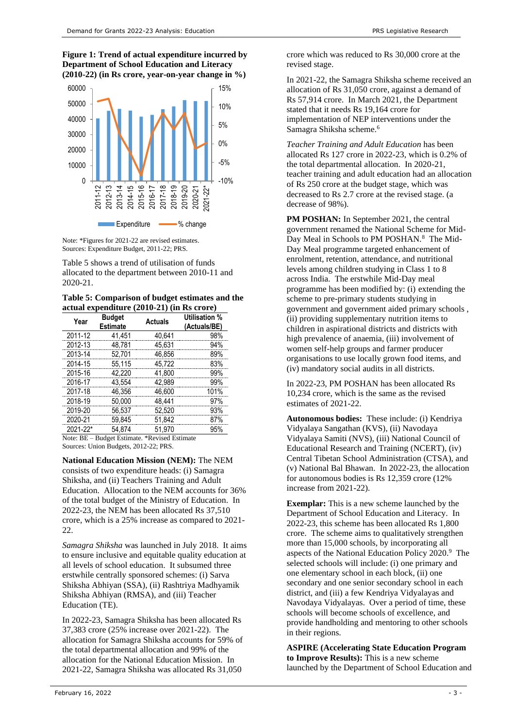**Figure 1: Trend of actual expenditure incurred by Department of School Education and Literacy (2010-22) (in Rs crore, year-on-year change in %)**

Note: *Figures for 2021-22 are revised estimates.
Sources: Expenditure Budget, 2011-22; PRS.

Table 5 shows a trend of utilisation of funds allocated to the department between 2010-11 and 2020-21.

**Table 5: Comparison of budget estimates and the actual expenditure (2010-21) (in Rs crore)**

| Year | Budget Estimate | Actuals | Utilisation % (Actuals/BE) |
|---|---|---|---|
| 2011-12 | 41,451 | 40,641 | 98% |
| 2012-13 | 48,781 | 45,631 | 94% |
| 2013-14 | 52,701 | 46,856 | 89% |
| 2014-15 | 55,115 | 45,722 | 83% |
| 2015-16 | 42,220 | 41,800 | 99% |
| 2016-17 | 43,554 | 42,989 | 99% |
| 2017-18 | 46,356 | 46,600 | 101% |
| 2018-19 | 50,000 | 48,441 | 97% |
| 2019-20 | 56,537 | 52,520 | 93% |
| 2020-21 | 59,845 | 51,842 | 87% |
| 2021-22* | 54,874 | 51,970 | 95% |

Note: BE – Budget Estimate. *Revised Estimate
Sources: Union Budgets, 2012-22; PRS.

**National Education Mission (NEM):** The NEM consists of two expenditure heads: (i) Samagra Shiksha, and (ii) Teachers Training and Adult Education. Allocation to the NEM accounts for 36% of the total budget of the Ministry of Education. In 2022-23, the NEM has been allocated Rs 37,510 crore, which is a 25% increase as compared to 2021-22.

*Samagra Shiksha* was launched in July 2018. It aims to ensure inclusive and equitable quality education at all levels of school education. It subsumed three erstwhile centrally sponsored schemes: (i) Sarva Shiksha Abhiyan (SSA), (ii) Rashtriya Madhyamik Shiksha Abhiyan (RMSA), and (iii) Teacher Education (TE).

In 2022-23, Samagra Shiksha has been allocated Rs 37,383 crore (25% increase over 2021-22). The allocation for Samagra Shiksha accounts for 59% of the total departmental allocation and 99% of the allocation for the National Education Mission. In 2021-22, Samagra Shiksha was allocated Rs 31,050 crore which was reduced to Rs 30,000 crore at the revised stage.

In 2021-22, the Samagra Shiksha scheme received an allocation of Rs 31,050 crore, against a demand of Rs 57,914 crore. In March 2021, the Department stated that it needs Rs 19,164 crore for implementation of NEP interventions under the Samagra Shiksha scheme.[6]

*Teacher Training and Adult Education* has been allocated Rs 127 crore in 2022-23, which is 0.2% of the total departmental allocation. In 2020-21, teacher training and adult education had an allocation of Rs 250 crore at the budget stage, which was decreased to Rs 2.7 crore at the revised stage. (a decrease of 98%).

**PM POSHAN:** In September 2021, the central government renamed the National Scheme for Mid-Day Meal in Schools to PM POSHAN.[8] The Mid-Day Meal programme targeted enhancement of enrolment, retention, attendance, and nutritional levels among children studying in Class 1 to 8 across India. The erstwhile Mid-Day meal programme has been modified by: (i) extending the scheme to pre-primary students studying in government and government aided primary schools , (ii) providing supplementary nutrition items to children in aspirational districts and districts with high prevalence of anaemia, (iii) involvement of women self-help groups and farmer producer organisations to use locally grown food items, and (iv) mandatory social audits in all districts.

In 2022-23, PM POSHAN has been allocated Rs 10,234 crore, which is the same as the revised estimates of 2021-22.

**Autonomous bodies:** These include: (i) Kendriya Vidyalaya Sangathan (KVS), (ii) Navodaya Vidyalaya Samiti (NVS), (iii) National Council of Educational Research and Training (NCERT), (iv) Central Tibetan School Administration (CTSA), and (v) National Bal Bhawan. In 2022-23, the allocation for autonomous bodies is Rs 12,359 crore (12% increase from 2021-22).

**Exemplar:** This is a new scheme launched by the Department of School Education and Literacy. In 2022-23, this scheme has been allocated Rs 1,800 crore. The scheme aims to qualitatively strengthen more than 15,000 schools, by incorporating all aspects of the National Education Policy 2020.[9] The selected schools will include: (i) one primary and one elementary school in each block, (ii) one secondary and one senior secondary school in each district, and (iii) a few Kendriya Vidyalayas and Navodaya Vidyalayas. Over a period of time, these schools will become schools of excellence, and provide handholding and mentoring to other schools in their regions.

**ASPIRE (Accelerating State Education Program to Improve Results):** This is a new scheme launched by the Department of School Education and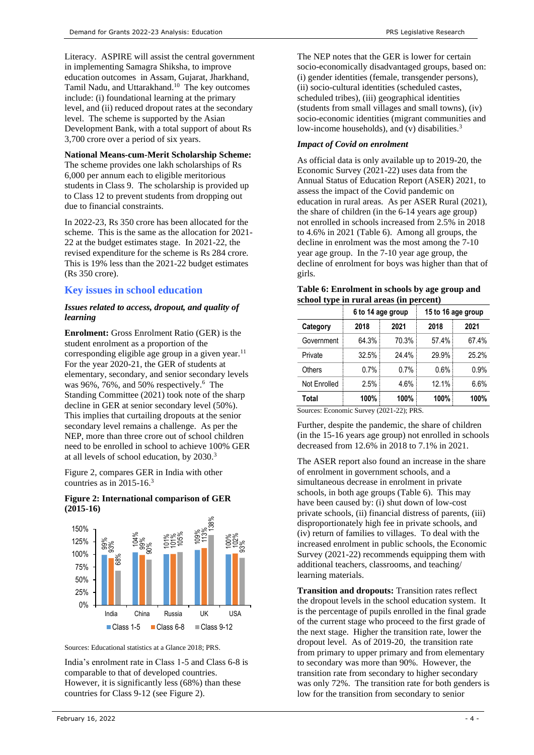Literacy. ASPIRE will assist the central government in implementing Samagra Shiksha, to improve education outcomes in Assam, Gujarat, Jharkhand, Tamil Nadu, and Uttarakhand.[10] The key outcomes include: (i) foundational learning at the primary level, and (ii) reduced dropout rates at the secondary level. The scheme is supported by the Asian Development Bank, with a total support of about Rs 3,700 crore over a period of six years.

**National Means-cum-Merit Scholarship Scheme:** The scheme provides one lakh scholarships of Rs 6,000 per annum each to eligible meritorious students in Class 9. The scholarship is provided up to Class 12 to prevent students from dropping out due to financial constraints.

In 2022-23, Rs 350 crore has been allocated for the scheme. This is the same as the allocation for 2021-22 at the budget estimates stage. In 2021-22, the revised expenditure for the scheme is Rs 284 crore. This is 19% less than the 2021-22 budget estimates (Rs 350 crore).

## Key issues in school education

### *Issues related to access, dropout, and quality of learning*

**Enrolment:** Gross Enrolment Ratio (GER) is the student enrolment as a proportion of the corresponding eligible age group in a given year.[11] For the year 2020-21, the GER of students at elementary, secondary, and senior secondary levels was 96%, 76%, and 50% respectively.[6] The Standing Committee (2021) took note of the sharp decline in GER at senior secondary level (50%). This implies that curtailing dropouts at the senior secondary level remains a challenge. As per the NEP, more than three crore out of school children need to be enrolled in school to achieve 100% GER at all levels of school education, by 2030.[3]

Figure 2, compares GER in India with other countries as in 2015-16.[3]

**Figure 2: International comparison of GER (2015-16)**

150%
125%
100%
75%
50%
25%
0%

India: 99%, 93%, 68%
China: 104%, 99%, 90%
Russia: 101%, 101%, 105%
UK: 109%, 113%, 138%
USA: 100%, 102%, 93%

Class 1-5 | Class 6-8 | Class 9-12

Sources: Educational statistics at a Glance 2018; PRS.

India's enrolment rate in Class 1-5 and Class 6-8 is comparable to that of developed countries. However, it is significantly less (68%) than these countries for Class 9-12 (see Figure 2).

The NEP notes that the GER is lower for certain socio-economically disadvantaged groups, based on: (i) gender identities (female, transgender persons), (ii) socio-cultural identities (scheduled castes, scheduled tribes), (iii) geographical identities (students from small villages and small towns), (iv) socio-economic identities (migrant communities and low-income households), and (v) disabilities.[3]

### *Impact of Covid on enrolment*

As official data is only available up to 2019-20, the Economic Survey (2021-22) uses data from the Annual Status of Education Report (ASER) 2021, to assess the impact of the Covid pandemic on education in rural areas. As per ASER Rural (2021), the share of children (in the 6-14 years age group) not enrolled in schools increased from 2.5% in 2018 to 4.6% in 2021 (Table 6). Among all groups, the decline in enrolment was the most among the 7-10 year age group. In the 7-10 year age group, the decline of enrolment for boys was higher than that of girls.

**Table 6: Enrolment in schools by age group and school type in rural areas (in percent)**

| | 6 to 14 age group | | 15 to 16 age group | |
|---|---|---|---|---|
| **Category** | **2018** | **2021** | **2018** | **2021** |
| Government | 64.3% | 70.3% | 57.4% | 67.4% |
| Private | 32.5% | 24.4% | 29.9% | 25.2% |
| Others | 0.7% | 0.7% | 0.6% | 0.9% |
| Not Enrolled | 2.5% | 4.6% | 12.1% | 6.6% |
| **Total** | **100%** | **100%** | **100%** | **100%** |

Sources: Economic Survey (2021-22); PRS.

Further, despite the pandemic, the share of children (in the 15-16 years age group) not enrolled in schools decreased from 12.6% in 2018 to 7.1% in 2021.

The ASER report also found an increase in the share of enrolment in government schools, and a simultaneous decrease in enrolment in private schools, in both age groups (Table 6). This may have been caused by: (i) shut down of low-cost private schools, (ii) financial distress of parents, (iii) disproportionately high fee in private schools, and (iv) return of families to villages. To deal with the increased enrolment in public schools, the Economic Survey (2021-22) recommends equipping them with additional teachers, classrooms, and teaching/ learning materials.

**Transition and dropouts:** Transition rates reflect the dropout levels in the school education system. It is the percentage of pupils enrolled in the final grade of the current stage who proceed to the first grade of the next stage. Higher the transition rate, lower the dropout level. As of 2019-20, the transition rate from primary to upper primary and from elementary to secondary was more than 90%. However, the transition rate from secondary to higher secondary was only 72%. The transition rate for both genders is low for the transition from secondary to senior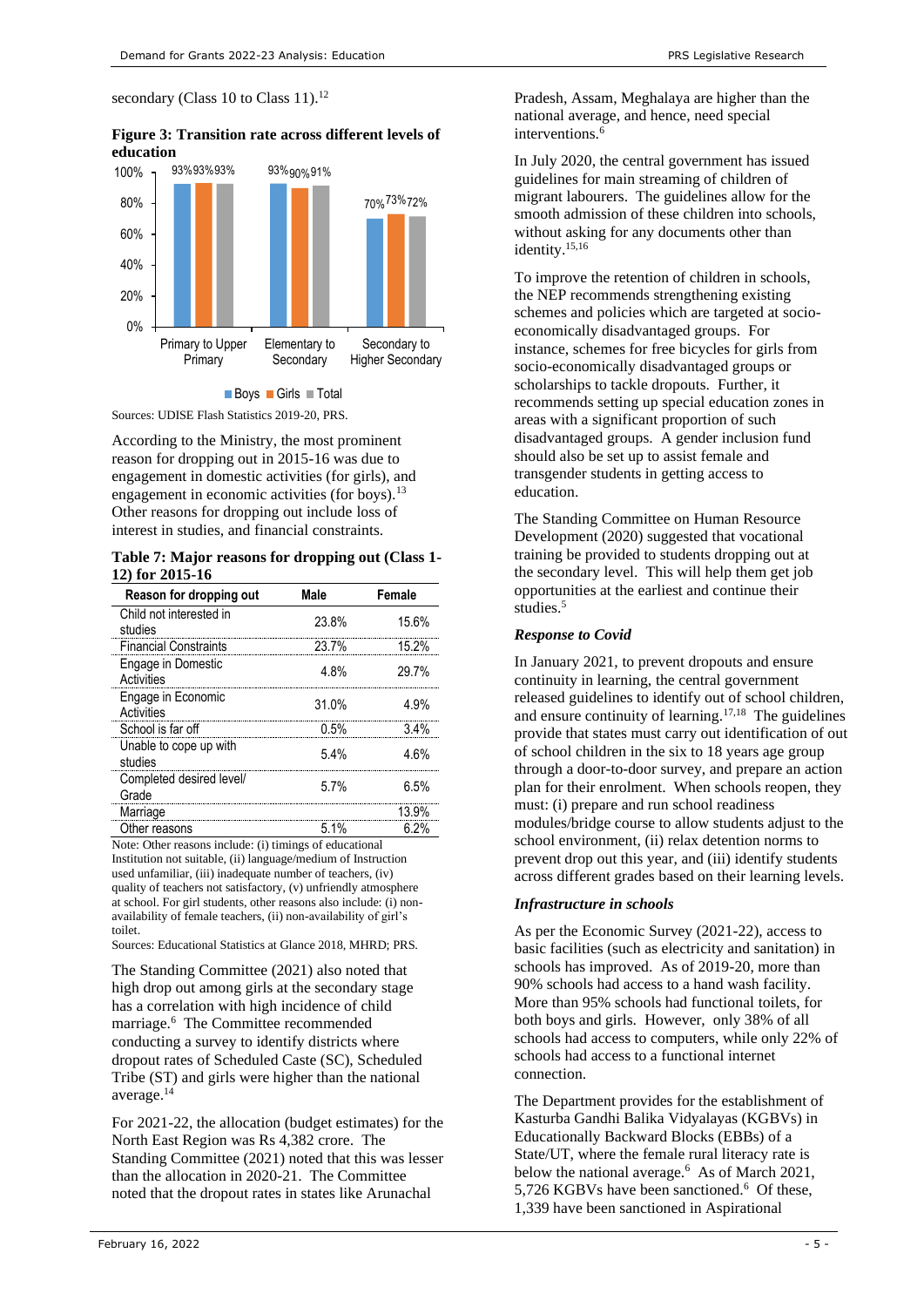secondary (Class 10 to Class 11).[12]

**Figure 3: Transition rate across different levels of education**

| | Boys | Girls | Total |
|---|---|---|---|
| Primary to Upper Primary | 93% | 93% | 93% |
| Elementary to Secondary | 93% | 90% | 91% |
| Secondary to Higher Secondary | 70% | 73% | 72% |

Sources: UDISE Flash Statistics 2019-20, PRS.

According to the Ministry, the most prominent reason for dropping out in 2015-16 was due to engagement in domestic activities (for girls), and engagement in economic activities (for boys).[13] Other reasons for dropping out include loss of interest in studies, and financial constraints.

**Table 7: Major reasons for dropping out (Class 1-12) for 2015-16**

| Reason for dropping out | Male | Female |
|---|---|---|
| Child not interested in studies | 23.8% | 15.6% |
| Financial Constraints | 23.7% | 15.2% |
| Engage in Domestic Activities | 4.8% | 29.7% |
| Engage in Economic Activities | 31.0% | 4.9% |
| School is far off | 0.5% | 3.4% |
| Unable to cope up with studies | 5.4% | 4.6% |
| Completed desired level/ Grade | 5.7% | 6.5% |
| Marriage | | 13.9% |
| Other reasons | 5.1% | 6.2% |

Note: Other reasons include: (i) timings of educational Institution not suitable, (ii) language/medium of Instruction used unfamiliar, (iii) inadequate number of teachers, (iv) quality of teachers not satisfactory, (v) unfriendly atmosphere at school. For girl students, other reasons also include: (i) non-availability of female teachers, (ii) non-availability of girl's toilet.

Sources: Educational Statistics at Glance 2018, MHRD; PRS.

The Standing Committee (2021) also noted that high drop out among girls at the secondary stage has a correlation with high incidence of child marriage.[6] The Committee recommended conducting a survey to identify districts where dropout rates of Scheduled Caste (SC), Scheduled Tribe (ST) and girls were higher than the national average.[14]

For 2021-22, the allocation (budget estimates) for the North East Region was Rs 4,382 crore. The Standing Committee (2021) noted that this was lesser than the allocation in 2020-21. The Committee noted that the dropout rates in states like Arunachal Pradesh, Assam, Meghalaya are higher than the national average, and hence, need special interventions.[6]

In July 2020, the central government has issued guidelines for main streaming of children of migrant labourers. The guidelines allow for the smooth admission of these children into schools, without asking for any documents other than identity.[15,16]

To improve the retention of children in schools, the NEP recommends strengthening existing schemes and policies which are targeted at socio-economically disadvantaged groups. For instance, schemes for free bicycles for girls from socio-economically disadvantaged groups or scholarships to tackle dropouts. Further, it recommends setting up special education zones in areas with a significant proportion of such disadvantaged groups. A gender inclusion fund should also be set up to assist female and transgender students in getting access to education.

The Standing Committee on Human Resource Development (2020) suggested that vocational training be provided to students dropping out at the secondary level. This will help them get job opportunities at the earliest and continue their studies.[5]

### *Response to Covid*

In January 2021, to prevent dropouts and ensure continuity in learning, the central government released guidelines to identify out of school children, and ensure continuity of learning.[17,18] The guidelines provide that states must carry out identification of out of school children in the six to 18 years age group through a door-to-door survey, and prepare an action plan for their enrolment. When schools reopen, they must: (i) prepare and run school readiness modules/bridge course to allow students adjust to the school environment, (ii) relax detention norms to prevent drop out this year, and (iii) identify students across different grades based on their learning levels.

### *Infrastructure in schools*

As per the Economic Survey (2021-22), access to basic facilities (such as electricity and sanitation) in schools has improved. As of 2019-20, more than 90% schools had access to a hand wash facility. More than 95% schools had functional toilets, for both boys and girls. However, only 38% of all schools had access to computers, while only 22% of schools had access to a functional internet connection.

The Department provides for the establishment of Kasturba Gandhi Balika Vidyalayas (KGBVs) in Educationally Backward Blocks (EBBs) of a State/UT, where the female rural literacy rate is below the national average.[6] As of March 2021, 5,726 KGBVs have been sanctioned.[6] Of these, 1,339 have been sanctioned in Aspirational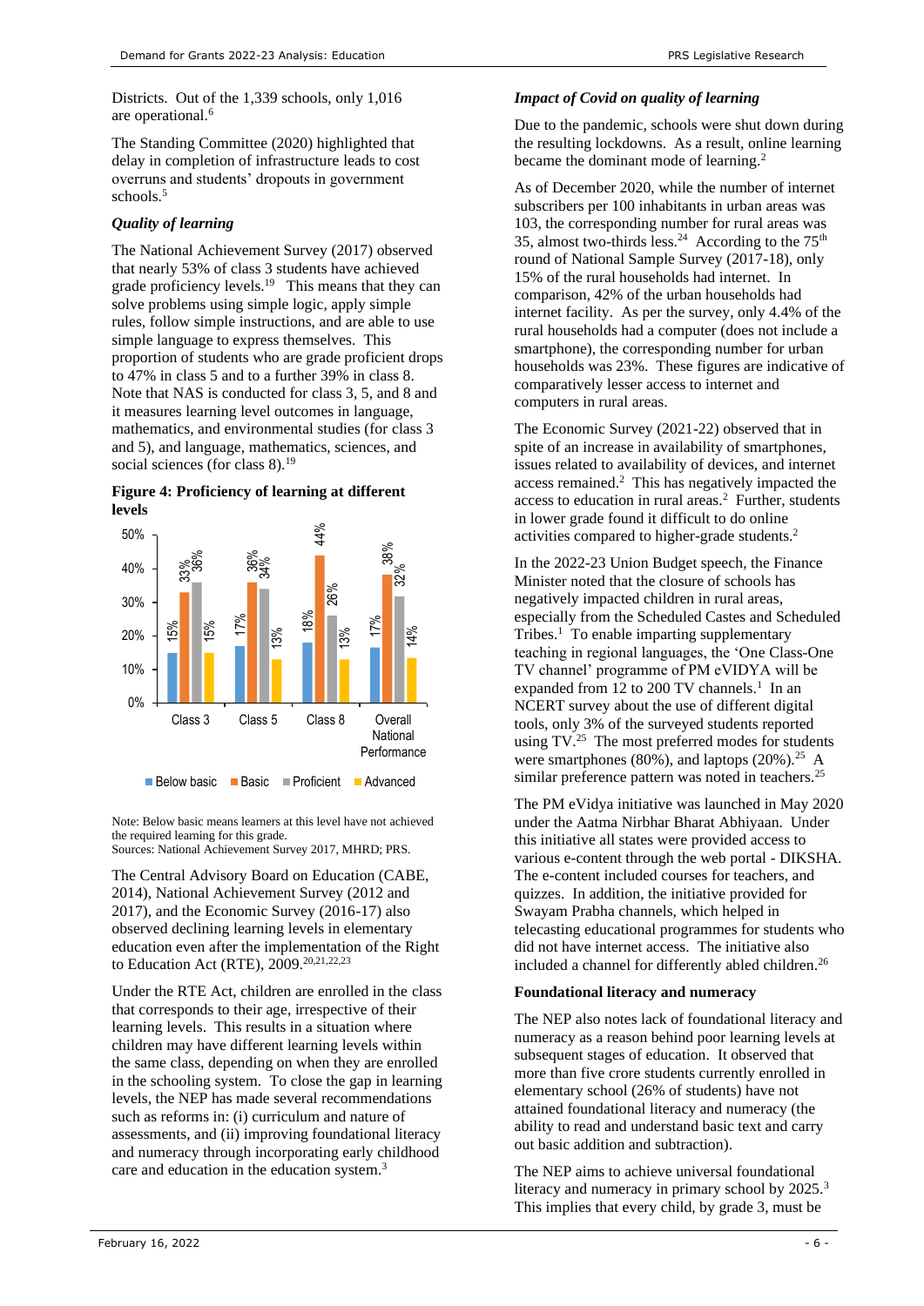Districts. Out of the 1,339 schools, only 1,016 are operational.[6]

The Standing Committee (2020) highlighted that delay in completion of infrastructure leads to cost overruns and students' dropouts in government schools.[5]

### *Quality of learning*

The National Achievement Survey (2017) observed that nearly 53% of class 3 students have achieved grade proficiency levels.[19] This means that they can solve problems using simple logic, apply simple rules, follow simple instructions, and are able to use simple language to express themselves. This proportion of students who are grade proficient drops to 47% in class 5 and to a further 39% in class 8. Note that NAS is conducted for class 3, 5, and 8 and it measures learning level outcomes in language, mathematics, and environmental studies (for class 3 and 5), and language, mathematics, sciences, and social sciences (for class 8).[19]

**Figure 4: Proficiency of learning at different levels**

50%
40%
30%
20%
10%
0%

Class 3: 15% 33% 36% 15%
Class 5: 17% 36% 34% 13%
Class 8: 18% 44% 26% 13%
Overall National Performance: 17% 38% 32% 14%

Below basic | Basic | Proficient | Advanced

Note: Below basic means learners at this level have not achieved the required learning for this grade.
Sources: National Achievement Survey 2017, MHRD; PRS.

The Central Advisory Board on Education (CABE, 2014), National Achievement Survey (2012 and 2017), and the Economic Survey (2016-17) also observed declining learning levels in elementary education even after the implementation of the Right to Education Act (RTE), 2009.[20,21,22,23]

Under the RTE Act, children are enrolled in the class that corresponds to their age, irrespective of their learning levels. This results in a situation where children may have different learning levels within the same class, depending on when they are enrolled in the schooling system. To close the gap in learning levels, the NEP has made several recommendations such as reforms in: (i) curriculum and nature of assessments, and (ii) improving foundational literacy and numeracy through incorporating early childhood care and education in the education system.[3]

### *Impact of Covid on quality of learning*

Due to the pandemic, schools were shut down during the resulting lockdowns. As a result, online learning became the dominant mode of learning.[2]

As of December 2020, while the number of internet subscribers per 100 inhabitants in urban areas was 103, the corresponding number for rural areas was 35, almost two-thirds less.[24] According to the 75th round of National Sample Survey (2017-18), only 15% of the rural households had internet. In comparison, 42% of the urban households had internet facility. As per the survey, only 4.4% of the rural households had a computer (does not include a smartphone), the corresponding number for urban households was 23%. These figures are indicative of comparatively lesser access to internet and computers in rural areas.

The Economic Survey (2021-22) observed that in spite of an increase in availability of smartphones, issues related to availability of devices, and internet access remained.[2] This has negatively impacted the access to education in rural areas.[2] Further, students in lower grade found it difficult to do online activities compared to higher-grade students.[2]

In the 2022-23 Union Budget speech, the Finance Minister noted that the closure of schools has negatively impacted children in rural areas, especially from the Scheduled Castes and Scheduled Tribes.[1] To enable imparting supplementary teaching in regional languages, the 'One Class-One TV channel' programme of PM eVIDYA will be expanded from 12 to 200 TV channels.[1] In an NCERT survey about the use of different digital tools, only 3% of the surveyed students reported using TV.[25] The most preferred modes for students were smartphones (80%), and laptops (20%).[25] A similar preference pattern was noted in teachers.[25]

The PM eVidya initiative was launched in May 2020 under the Aatma Nirbhar Bharat Abhiyaan. Under this initiative all states were provided access to various e-content through the web portal - DIKSHA. The e-content included courses for teachers, and quizzes. In addition, the initiative provided for Swayam Prabha channels, which helped in telecasting educational programmes for students who did not have internet access. The initiative also included a channel for differently abled children.[26]

### Foundational literacy and numeracy

The NEP also notes lack of foundational literacy and numeracy as a reason behind poor learning levels at subsequent stages of education. It observed that more than five crore students currently enrolled in elementary school (26% of students) have not attained foundational literacy and numeracy (the ability to read and understand basic text and carry out basic addition and subtraction).

The NEP aims to achieve universal foundational literacy and numeracy in primary school by 2025.[3] This implies that every child, by grade 3, must be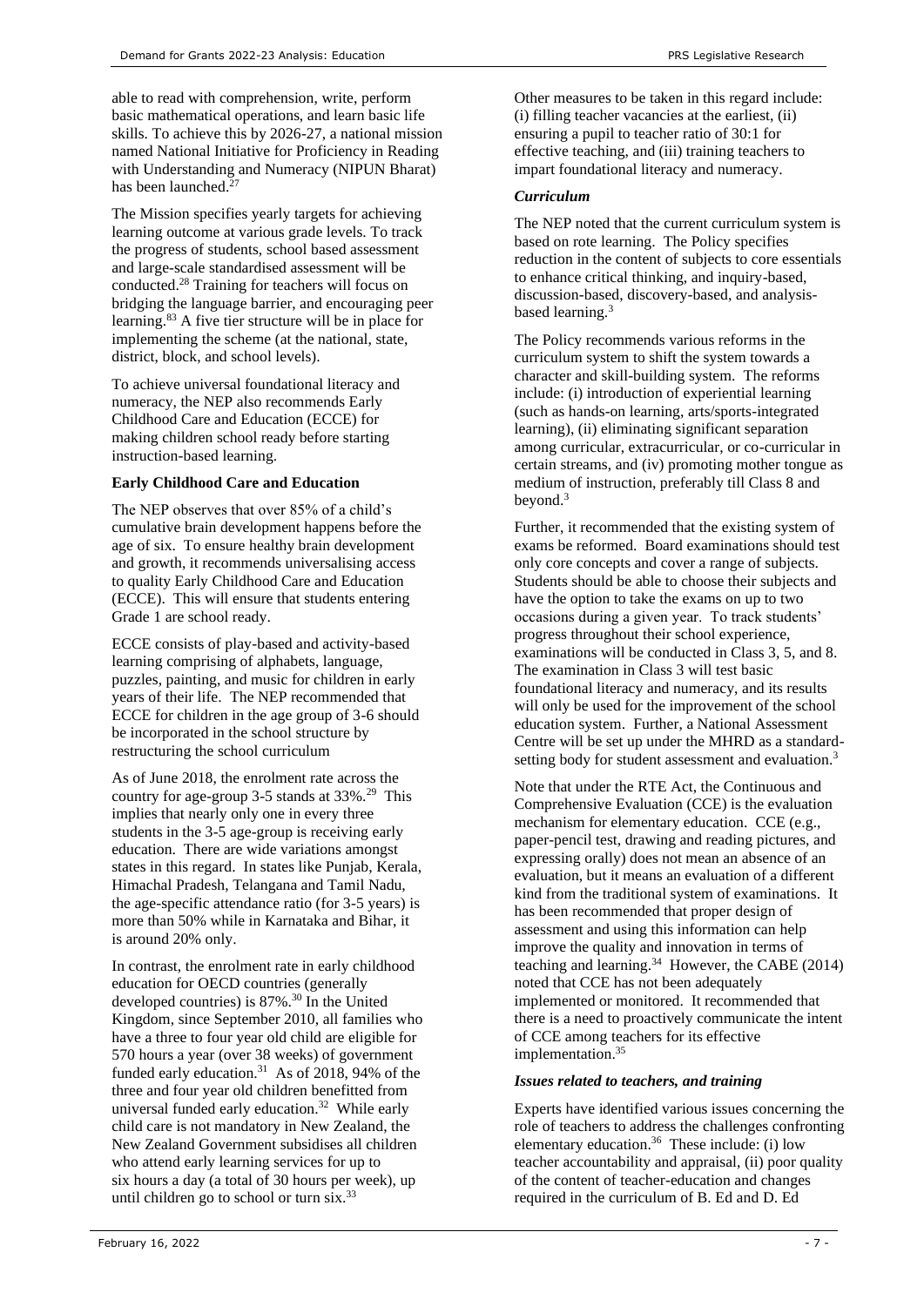able to read with comprehension, write, perform basic mathematical operations, and learn basic life skills. To achieve this by 2026-27, a national mission named National Initiative for Proficiency in Reading with Understanding and Numeracy (NIPUN Bharat) has been launched.[27]

The Mission specifies yearly targets for achieving learning outcome at various grade levels. To track the progress of students, school based assessment and large-scale standardised assessment will be conducted.[28] Training for teachers will focus on bridging the language barrier, and encouraging peer learning.[83] A five tier structure will be in place for implementing the scheme (at the national, state, district, block, and school levels).

To achieve universal foundational literacy and numeracy, the NEP also recommends Early Childhood Care and Education (ECCE) for making children school ready before starting instruction-based learning.

**Early Childhood Care and Education**

The NEP observes that over 85% of a child's cumulative brain development happens before the age of six. To ensure healthy brain development and growth, it recommends universalising access to quality Early Childhood Care and Education (ECCE). This will ensure that students entering Grade 1 are school ready.

ECCE consists of play-based and activity-based learning comprising of alphabets, language, puzzles, painting, and music for children in early years of their life. The NEP recommended that ECCE for children in the age group of 3-6 should be incorporated in the school structure by restructuring the school curriculum

As of June 2018, the enrolment rate across the country for age-group 3-5 stands at 33%.[29] This implies that nearly only one in every three students in the 3-5 age-group is receiving early education. There are wide variations amongst states in this regard. In states like Punjab, Kerala, Himachal Pradesh, Telangana and Tamil Nadu, the age-specific attendance ratio (for 3-5 years) is more than 50% while in Karnataka and Bihar, it is around 20% only.

In contrast, the enrolment rate in early childhood education for OECD countries (generally developed countries) is 87%.[30] In the United Kingdom, since September 2010, all families who have a three to four year old child are eligible for 570 hours a year (over 38 weeks) of government funded early education.[31] As of 2018, 94% of the three and four year old children benefitted from universal funded early education.[32] While early child care is not mandatory in New Zealand, the New Zealand Government subsidises all children who attend early learning services for up to six hours a day (a total of 30 hours per week), up until children go to school or turn six.[33]

Other measures to be taken in this regard include: (i) filling teacher vacancies at the earliest, (ii) ensuring a pupil to teacher ratio of 30:1 for effective teaching, and (iii) training teachers to impart foundational literacy and numeracy.

***Curriculum***

The NEP noted that the current curriculum system is based on rote learning. The Policy specifies reduction in the content of subjects to core essentials to enhance critical thinking, and inquiry-based, discussion-based, discovery-based, and analysis-based learning.[3]

The Policy recommends various reforms in the curriculum system to shift the system towards a character and skill-building system. The reforms include: (i) introduction of experiential learning (such as hands-on learning, arts/sports-integrated learning), (ii) eliminating significant separation among curricular, extracurricular, or co-curricular in certain streams, and (iv) promoting mother tongue as medium of instruction, preferably till Class 8 and beyond.[3]

Further, it recommended that the existing system of exams be reformed. Board examinations should test only core concepts and cover a range of subjects. Students should be able to choose their subjects and have the option to take the exams on up to two occasions during a given year. To track students' progress throughout their school experience, examinations will be conducted in Class 3, 5, and 8. The examination in Class 3 will test basic foundational literacy and numeracy, and its results will only be used for the improvement of the school education system. Further, a National Assessment Centre will be set up under the MHRD as a standard-setting body for student assessment and evaluation.[3]

Note that under the RTE Act, the Continuous and Comprehensive Evaluation (CCE) is the evaluation mechanism for elementary education. CCE (e.g., paper-pencil test, drawing and reading pictures, and expressing orally) does not mean an absence of an evaluation, but it means an evaluation of a different kind from the traditional system of examinations. It has been recommended that proper design of assessment and using this information can help improve the quality and innovation in terms of teaching and learning.[34] However, the CABE (2014) noted that CCE has not been adequately implemented or monitored. It recommended that there is a need to proactively communicate the intent of CCE among teachers for its effective implementation.[35]

***Issues related to teachers, and training***

Experts have identified various issues concerning the role of teachers to address the challenges confronting elementary education.[36] These include: (i) low teacher accountability and appraisal, (ii) poor quality of the content of teacher-education and changes required in the curriculum of B. Ed and D. Ed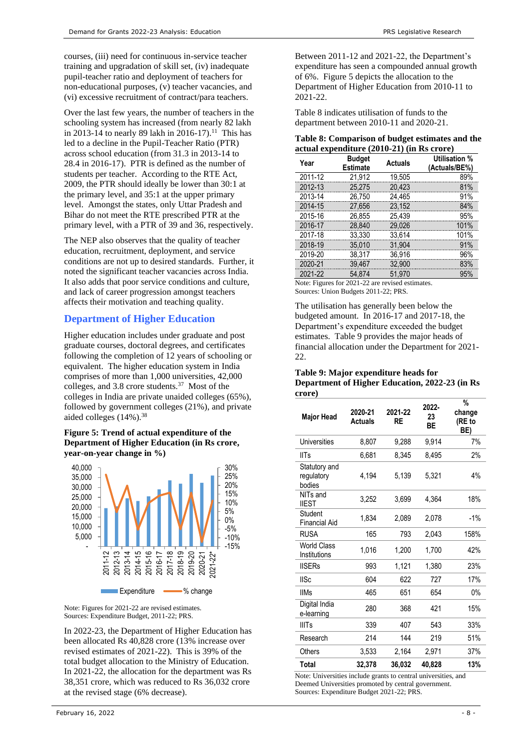courses, (iii) need for continuous in-service teacher training and upgradation of skill set, (iv) inadequate pupil-teacher ratio and deployment of teachers for non-educational purposes, (v) teacher vacancies, and (vi) excessive recruitment of contract/para teachers.

Over the last few years, the number of teachers in the schooling system has increased (from nearly 82 lakh in 2013-14 to nearly 89 lakh in 2016-17).[11] This has led to a decline in the Pupil-Teacher Ratio (PTR) across school education (from 31.3 in 2013-14 to 28.4 in 2016-17). PTR is defined as the number of students per teacher. According to the RTE Act, 2009, the PTR should ideally be lower than 30:1 at the primary level, and 35:1 at the upper primary level. Amongst the states, only Uttar Pradesh and Bihar do not meet the RTE prescribed PTR at the primary level, with a PTR of 39 and 36, respectively.

The NEP also observes that the quality of teacher education, recruitment, deployment, and service conditions are not up to desired standards. Further, it noted the significant teacher vacancies across India. It also adds that poor service conditions and culture, and lack of career progression amongst teachers affects their motivation and teaching quality.

## Department of Higher Education

Higher education includes under graduate and post graduate courses, doctoral degrees, and certificates following the completion of 12 years of schooling or equivalent. The higher education system in India comprises of more than 1,000 universities, 42,000 colleges, and 3.8 crore students.[37] Most of the colleges in India are private unaided colleges (65%), followed by government colleges (21%), and private aided colleges (14%).[38]

**Figure 5: Trend of actual expenditure of the Department of Higher Education (in Rs crore, year-on-year change in %)**

Note: Figures for 2021-22 are revised estimates.
Sources: Expenditure Budget, 2011-22; PRS.

In 2022-23, the Department of Higher Education has been allocated Rs 40,828 crore (13% increase over revised estimates of 2021-22). This is 39% of the total budget allocation to the Ministry of Education. In 2021-22, the allocation for the department was Rs 38,351 crore, which was reduced to Rs 36,032 crore at the revised stage (6% decrease).

Between 2011-12 and 2021-22, the Department's expenditure has seen a compounded annual growth of 6%. Figure 5 depicts the allocation to the Department of Higher Education from 2010-11 to 2021-22.

Table 8 indicates utilisation of funds to the department between 2010-11 and 2020-21.

**Table 8: Comparison of budget estimates and the actual expenditure (2010-21) (in Rs crore)**

| Year | Budget Estimate | Actuals | Utilisation % (Actuals/BE%) |
|---|---|---|---|
| 2011-12 | 21,912 | 19,505 | 89% |
| 2012-13 | 25,275 | 20,423 | 81% |
| 2013-14 | 26,750 | 24,465 | 91% |
| 2014-15 | 27,656 | 23,152 | 84% |
| 2015-16 | 26,855 | 25,439 | 95% |
| 2016-17 | 28,840 | 29,026 | 101% |
| 2017-18 | 33,330 | 33,614 | 101% |
| 2018-19 | 35,010 | 31,904 | 91% |
| 2019-20 | 38,317 | 36,916 | 96% |
| 2020-21 | 39,467 | 32,900 | 83% |
| 2021-22 | 54,874 | 51,970 | 95% |

Note: Figures for 2021-22 are revised estimates.
Sources: Union Budgets 2011-22; PRS.

The utilisation has generally been below the budgeted amount. In 2016-17 and 2017-18, the Department's expenditure exceeded the budget estimates. Table 9 provides the major heads of financial allocation under the Department for 2021-22.

**Table 9: Major expenditure heads for Department of Higher Education, 2022-23 (in Rs crore)**

| Major Head | 2020-21 Actuals | 2021-22 RE | 2022-23 BE | % change (RE to BE) |
|---|---|---|---|---|
| Universities | 8,807 | 9,288 | 9,914 | 7% |
| IITs | 6,681 | 8,345 | 8,495 | 2% |
| Statutory and regulatory bodies | 4,194 | 5,139 | 5,321 | 4% |
| NITs and IIEST | 3,252 | 3,699 | 4,364 | 18% |
| Student Financial Aid | 1,834 | 2,089 | 2,078 | -1% |
| RUSA | 165 | 793 | 2,043 | 158% |
| World Class Institutions | 1,016 | 1,200 | 1,700 | 42% |
| IISERs | 993 | 1,121 | 1,380 | 23% |
| IISc | 604 | 622 | 727 | 17% |
| IIMs | 465 | 651 | 654 | 0% |
| Digital India e-learning | 280 | 368 | 421 | 15% |
| IIITs | 339 | 407 | 543 | 33% |
| Research | 214 | 144 | 219 | 51% |
| Others | 3,533 | 2,164 | 2,971 | 37% |
| **Total** | **32,378** | **36,032** | **40,828** | **13%** |

Note: Universities include grants to central universities, and Deemed Universities promoted by central government.
Sources: Expenditure Budget 2021-22; PRS.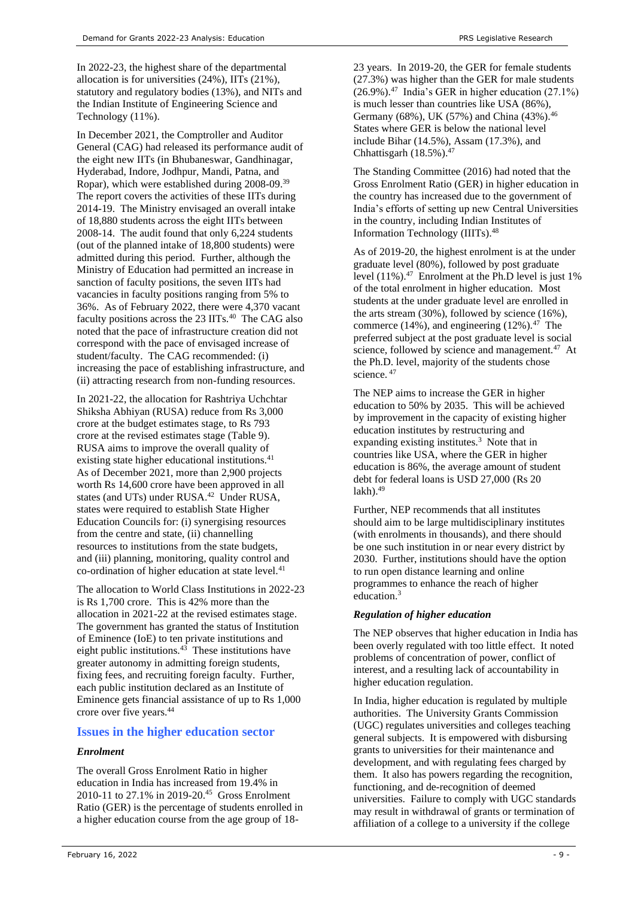In 2022-23, the highest share of the departmental allocation is for universities (24%), IITs (21%), statutory and regulatory bodies (13%), and NITs and the Indian Institute of Engineering Science and Technology (11%).

In December 2021, the Comptroller and Auditor General (CAG) had released its performance audit of the eight new IITs (in Bhubaneswar, Gandhinagar, Hyderabad, Indore, Jodhpur, Mandi, Patna, and Ropar), which were established during 2008-09.[39] The report covers the activities of these IITs during 2014-19. The Ministry envisaged an overall intake of 18,880 students across the eight IITs between 2008-14. The audit found that only 6,224 students (out of the planned intake of 18,800 students) were admitted during this period. Further, although the Ministry of Education had permitted an increase in sanction of faculty positions, the seven IITs had vacancies in faculty positions ranging from 5% to 36%. As of February 2022, there were 4,370 vacant faculty positions across the 23 IITs.[40] The CAG also noted that the pace of infrastructure creation did not correspond with the pace of envisaged increase of student/faculty. The CAG recommended: (i) increasing the pace of establishing infrastructure, and (ii) attracting research from non-funding resources.

In 2021-22, the allocation for Rashtriya Uchchtar Shiksha Abhiyan (RUSA) reduce from Rs 3,000 crore at the budget estimates stage, to Rs 793 crore at the revised estimates stage (Table 9). RUSA aims to improve the overall quality of existing state higher educational institutions.[41] As of December 2021, more than 2,900 projects worth Rs 14,600 crore have been approved in all states (and UTs) under RUSA.[42] Under RUSA, states were required to establish State Higher Education Councils for: (i) synergising resources from the centre and state, (ii) channelling resources to institutions from the state budgets, and (iii) planning, monitoring, quality control and co-ordination of higher education at state level.[41]

The allocation to World Class Institutions in 2022-23 is Rs 1,700 crore. This is 42% more than the allocation in 2021-22 at the revised estimates stage. The government has granted the status of Institution of Eminence (IoE) to ten private institutions and eight public institutions.[43] These institutions have greater autonomy in admitting foreign students, fixing fees, and recruiting foreign faculty. Further, each public institution declared as an Institute of Eminence gets financial assistance of up to Rs 1,000 crore over five years.[44]

## Issues in the higher education sector

### *Enrolment*

The overall Gross Enrolment Ratio in higher education in India has increased from 19.4% in 2010-11 to 27.1% in 2019-20.[45] Gross Enrolment Ratio (GER) is the percentage of students enrolled in a higher education course from the age group of 18-23 years. In 2019-20, the GER for female students (27.3%) was higher than the GER for male students (26.9%).[47] India's GER in higher education (27.1%) is much lesser than countries like USA (86%), Germany (68%), UK (57%) and China (43%).[46] States where GER is below the national level include Bihar (14.5%), Assam (17.3%), and Chhattisgarh (18.5%).[47]

The Standing Committee (2016) had noted that the Gross Enrolment Ratio (GER) in higher education in the country has increased due to the government of India's efforts of setting up new Central Universities in the country, including Indian Institutes of Information Technology (IIITs).[48]

As of 2019-20, the highest enrolment is at the under graduate level (80%), followed by post graduate level (11%).[47] Enrolment at the Ph.D level is just 1% of the total enrolment in higher education. Most students at the under graduate level are enrolled in the arts stream (30%), followed by science (16%), commerce (14%), and engineering (12%).[47] The preferred subject at the post graduate level is social science, followed by science and management.[47] At the Ph.D. level, majority of the students chose science.[47]

The NEP aims to increase the GER in higher education to 50% by 2035. This will be achieved by improvement in the capacity of existing higher education institutes by restructuring and expanding existing institutes.[3] Note that in countries like USA, where the GER in higher education is 86%, the average amount of student debt for federal loans is USD 27,000 (Rs 20 lakh).[49]

Further, NEP recommends that all institutes should aim to be large multidisciplinary institutes (with enrolments in thousands), and there should be one such institution in or near every district by 2030. Further, institutions should have the option to run open distance learning and online programmes to enhance the reach of higher education.[3]

### *Regulation of higher education*

The NEP observes that higher education in India has been overly regulated with too little effect. It noted problems of concentration of power, conflict of interest, and a resulting lack of accountability in higher education regulation.

In India, higher education is regulated by multiple authorities. The University Grants Commission (UGC) regulates universities and colleges teaching general subjects. It is empowered with disbursing grants to universities for their maintenance and development, and with regulating fees charged by them. It also has powers regarding the recognition, functioning, and de-recognition of deemed universities. Failure to comply with UGC standards may result in withdrawal of grants or termination of affiliation of a college to a university if the college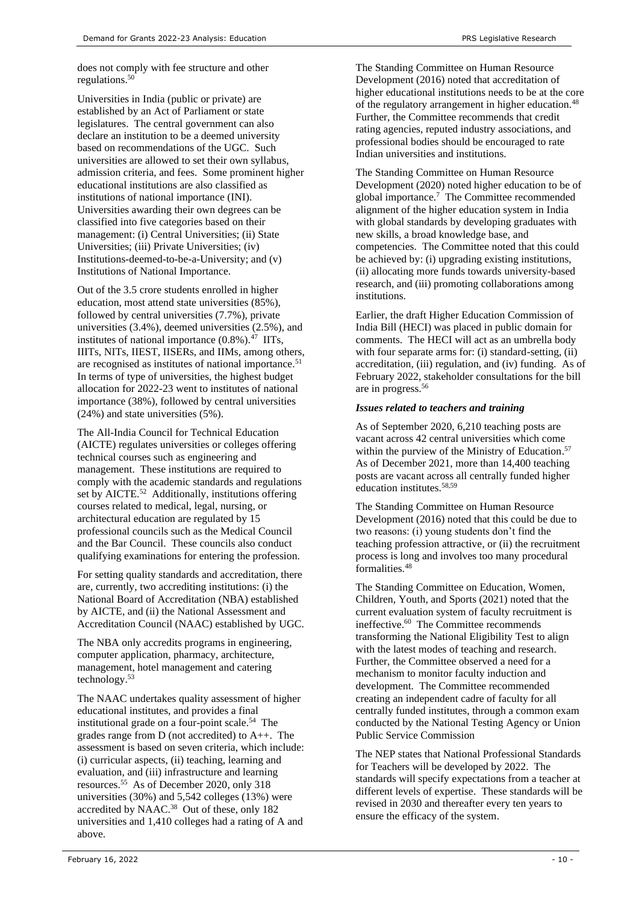does not comply with fee structure and other regulations.[50]

Universities in India (public or private) are established by an Act of Parliament or state legislatures. The central government can also declare an institution to be a deemed university based on recommendations of the UGC. Such universities are allowed to set their own syllabus, admission criteria, and fees. Some prominent higher educational institutions are also classified as institutions of national importance (INI). Universities awarding their own degrees can be classified into five categories based on their management: (i) Central Universities; (ii) State Universities; (iii) Private Universities; (iv) Institutions-deemed-to-be-a-University; and (v) Institutions of National Importance.

Out of the 3.5 crore students enrolled in higher education, most attend state universities (85%), followed by central universities (7.7%), private universities (3.4%), deemed universities (2.5%), and institutes of national importance (0.8%).[47] IITs, IIITs, NITs, IIEST, IISERs, and IIMs, among others, are recognised as institutes of national importance.[51] In terms of type of universities, the highest budget allocation for 2022-23 went to institutes of national importance (38%), followed by central universities (24%) and state universities (5%).

The All-India Council for Technical Education (AICTE) regulates universities or colleges offering technical courses such as engineering and management. These institutions are required to comply with the academic standards and regulations set by AICTE.[52] Additionally, institutions offering courses related to medical, legal, nursing, or architectural education are regulated by 15 professional councils such as the Medical Council and the Bar Council. These councils also conduct qualifying examinations for entering the profession.

For setting quality standards and accreditation, there are, currently, two accrediting institutions: (i) the National Board of Accreditation (NBA) established by AICTE, and (ii) the National Assessment and Accreditation Council (NAAC) established by UGC.

The NBA only accredits programs in engineering, computer application, pharmacy, architecture, management, hotel management and catering technology.[53]

The NAAC undertakes quality assessment of higher educational institutes, and provides a final institutional grade on a four-point scale.[54] The grades range from D (not accredited) to A++. The assessment is based on seven criteria, which include: (i) curricular aspects, (ii) teaching, learning and evaluation, and (iii) infrastructure and learning resources.[55] As of December 2020, only 318 universities (30%) and 5,542 colleges (13%) were accredited by NAAC.[38] Out of these, only 182 universities and 1,410 colleges had a rating of A and above.

The Standing Committee on Human Resource Development (2016) noted that accreditation of higher educational institutions needs to be at the core of the regulatory arrangement in higher education.[48] Further, the Committee recommends that credit rating agencies, reputed industry associations, and professional bodies should be encouraged to rate Indian universities and institutions.

The Standing Committee on Human Resource Development (2020) noted higher education to be of global importance.[7] The Committee recommended alignment of the higher education system in India with global standards by developing graduates with new skills, a broad knowledge base, and competencies. The Committee noted that this could be achieved by: (i) upgrading existing institutions, (ii) allocating more funds towards university-based research, and (iii) promoting collaborations among institutions.

Earlier, the draft Higher Education Commission of India Bill (HECI) was placed in public domain for comments. The HECI will act as an umbrella body with four separate arms for: (i) standard-setting, (ii) accreditation, (iii) regulation, and (iv) funding. As of February 2022, stakeholder consultations for the bill are in progress.[56]

### *Issues related to teachers and training*

As of September 2020, 6,210 teaching posts are vacant across 42 central universities which come within the purview of the Ministry of Education.[57] As of December 2021, more than 14,400 teaching posts are vacant across all centrally funded higher education institutes.[58,59]

The Standing Committee on Human Resource Development (2016) noted that this could be due to two reasons: (i) young students don't find the teaching profession attractive, or (ii) the recruitment process is long and involves too many procedural formalities.[48]

The Standing Committee on Education, Women, Children, Youth, and Sports (2021) noted that the current evaluation system of faculty recruitment is ineffective.[60] The Committee recommends transforming the National Eligibility Test to align with the latest modes of teaching and research. Further, the Committee observed a need for a mechanism to monitor faculty induction and development. The Committee recommended creating an independent cadre of faculty for all centrally funded institutes, through a common exam conducted by the National Testing Agency or Union Public Service Commission

The NEP states that National Professional Standards for Teachers will be developed by 2022. The standards will specify expectations from a teacher at different levels of expertise. These standards will be revised in 2030 and thereafter every ten years to ensure the efficacy of the system.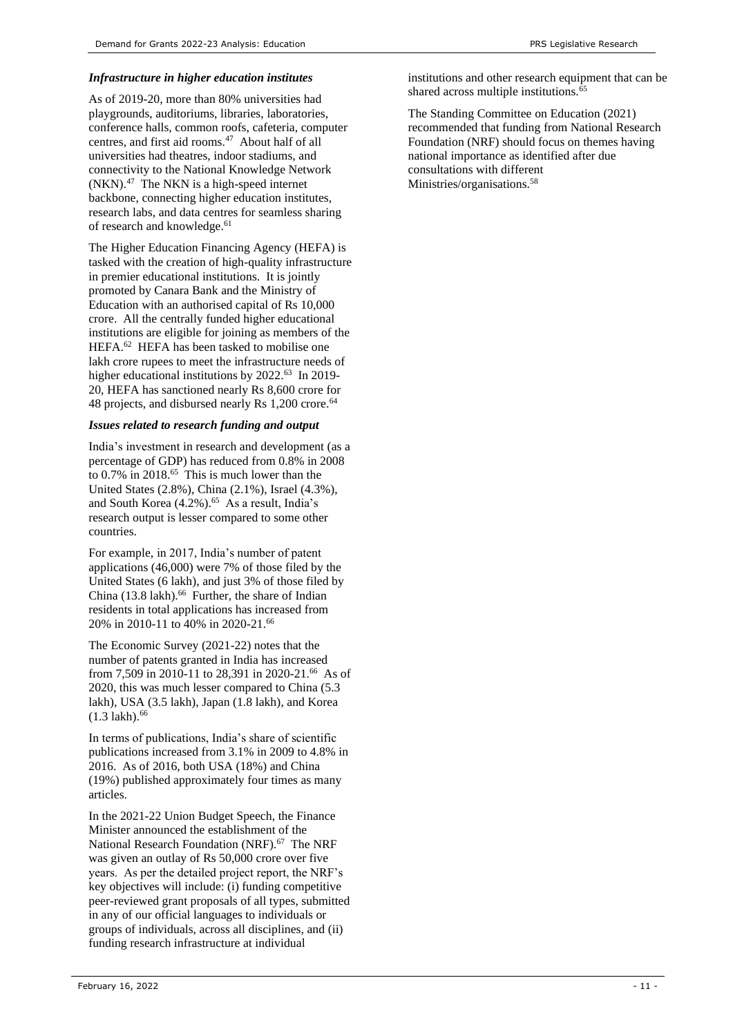### *Infrastructure in higher education institutes*

As of 2019-20, more than 80% universities had playgrounds, auditoriums, libraries, laboratories, conference halls, common roofs, cafeteria, computer centres, and first aid rooms.[47] About half of all universities had theatres, indoor stadiums, and connectivity to the National Knowledge Network (NKN).[47] The NKN is a high-speed internet backbone, connecting higher education institutes, research labs, and data centres for seamless sharing of research and knowledge.[61]

The Higher Education Financing Agency (HEFA) is tasked with the creation of high-quality infrastructure in premier educational institutions. It is jointly promoted by Canara Bank and the Ministry of Education with an authorised capital of Rs 10,000 crore. All the centrally funded higher educational institutions are eligible for joining as members of the HEFA.[62] HEFA has been tasked to mobilise one lakh crore rupees to meet the infrastructure needs of higher educational institutions by 2022.[63] In 2019-20, HEFA has sanctioned nearly Rs 8,600 crore for 48 projects, and disbursed nearly Rs 1,200 crore.[64]

### *Issues related to research funding and output*

India's investment in research and development (as a percentage of GDP) has reduced from 0.8% in 2008 to 0.7% in 2018.[65] This is much lower than the United States (2.8%), China (2.1%), Israel (4.3%), and South Korea (4.2%).[65] As a result, India's research output is lesser compared to some other countries.

For example, in 2017, India's number of patent applications (46,000) were 7% of those filed by the United States (6 lakh), and just 3% of those filed by China (13.8 lakh).[66] Further, the share of Indian residents in total applications has increased from 20% in 2010-11 to 40% in 2020-21.[66]

The Economic Survey (2021-22) notes that the number of patents granted in India has increased from 7,509 in 2010-11 to 28,391 in 2020-21.[66] As of 2020, this was much lesser compared to China (5.3 lakh), USA (3.5 lakh), Japan (1.8 lakh), and Korea (1.3 lakh).[66]

In terms of publications, India's share of scientific publications increased from 3.1% in 2009 to 4.8% in 2016. As of 2016, both USA (18%) and China (19%) published approximately four times as many articles.

In the 2021-22 Union Budget Speech, the Finance Minister announced the establishment of the National Research Foundation (NRF).[67] The NRF was given an outlay of Rs 50,000 crore over five years. As per the detailed project report, the NRF's key objectives will include: (i) funding competitive peer-reviewed grant proposals of all types, submitted in any of our official languages to individuals or groups of individuals, across all disciplines, and (ii) funding research infrastructure at individual institutions and other research equipment that can be shared across multiple institutions.[65]

The Standing Committee on Education (2021) recommended that funding from National Research Foundation (NRF) should focus on themes having national importance as identified after due consultations with different Ministries/organisations.[58]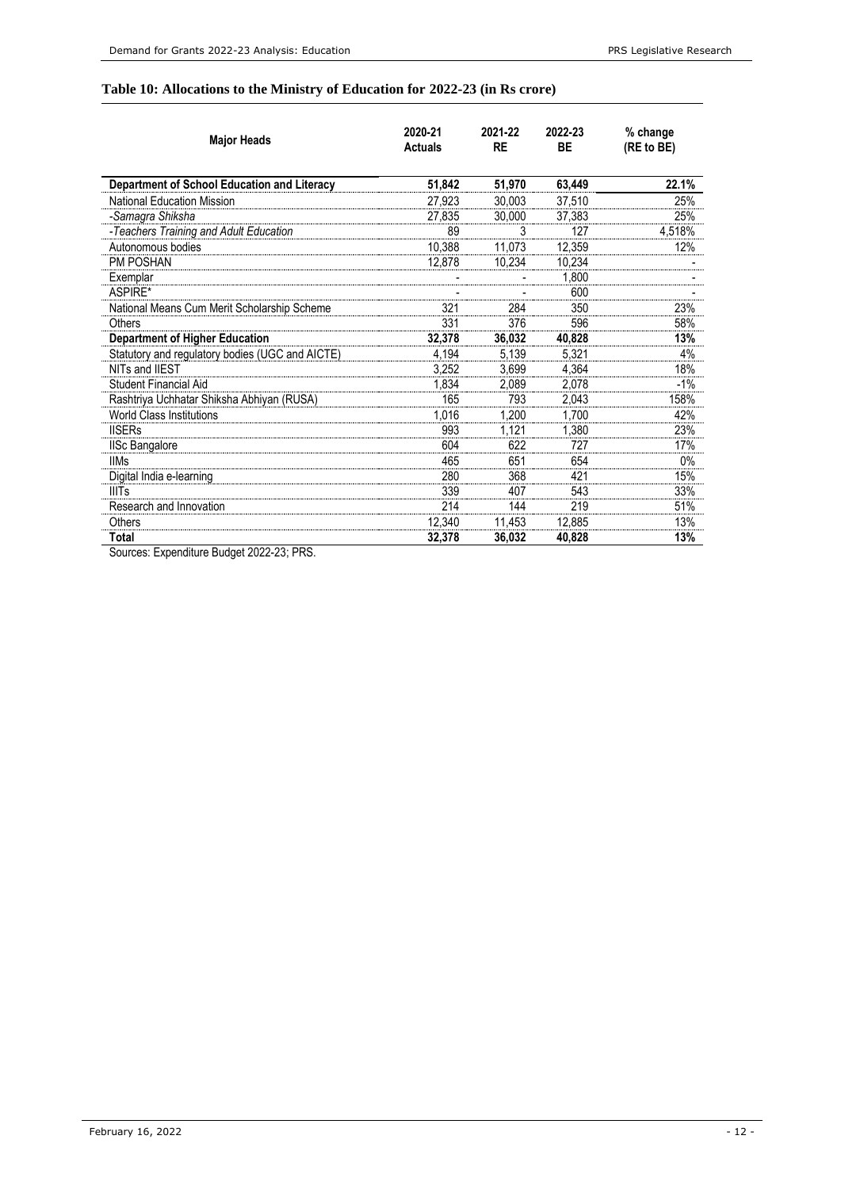### Table 10: Allocations to the Ministry of Education for 2022-23 (in Rs crore)

| Major Heads | 2020-21 Actuals | 2021-22 RE | 2022-23 BE | % change (RE to BE) |
|---|---|---|---|---|
| **Department of School Education and Literacy** | **51,842** | **51,970** | **63,449** | **22.1%** |
| National Education Mission | 27,923 | 30,003 | 37,510 | 25% |
| *-Samagra Shiksha* | 27,835 | 30,000 | 37,383 | 25% |
| *-Teachers Training and Adult Education* | 89 | 3 | 127 | 4,518% |
| Autonomous bodies | 10,388 | 11,073 | 12,359 | 12% |
| PM POSHAN | 12,878 | 10,234 | 10,234 | - |
| Exemplar | - | - | 1,800 | - |
| ASPIRE* | - | - | 600 | - |
| National Means Cum Merit Scholarship Scheme | 321 | 284 | 350 | 23% |
| Others | 331 | 376 | 596 | 58% |
| **Department of Higher Education** | **32,378** | **36,032** | **40,828** | **13%** |
| Statutory and regulatory bodies (UGC and AICTE) | 4,194 | 5,139 | 5,321 | 4% |
| NITs and IIEST | 3,252 | 3,699 | 4,364 | 18% |
| Student Financial Aid | 1,834 | 2,089 | 2,078 | -1% |
| Rashtriya Uchhatar Shiksha Abhiyan (RUSA) | 165 | 793 | 2,043 | 158% |
| World Class Institutions | 1,016 | 1,200 | 1,700 | 42% |
| IISERs | 993 | 1,121 | 1,380 | 23% |
| IISc Bangalore | 604 | 622 | 727 | 17% |
| IIMs | 465 | 651 | 654 | 0% |
| Digital India e-learning | 280 | 368 | 421 | 15% |
| IIITs | 339 | 407 | 543 | 33% |
| Research and Innovation | 214 | 144 | 219 | 51% |
| Others | 12,340 | 11,453 | 12,885 | 13% |
| **Total** | **32,378** | **36,032** | **40,828** | **13%** |

Sources: Expenditure Budget 2022-23; PRS.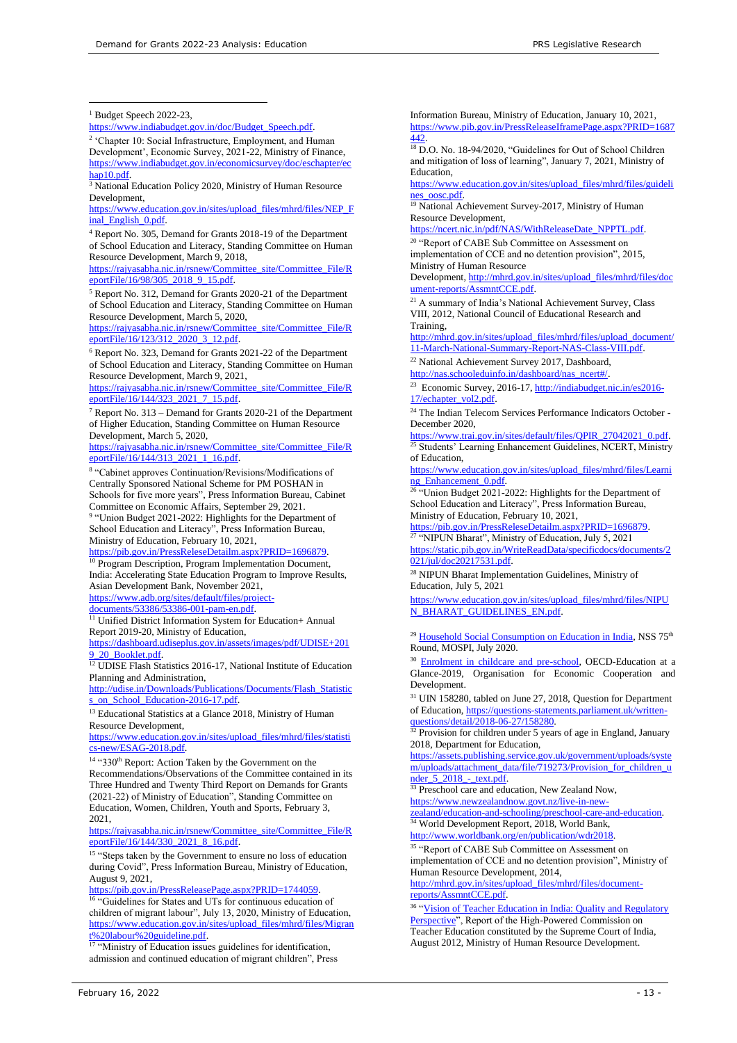[1] Budget Speech 2022-23, https://www.indiabudget.gov.in/doc/Budget_Speech.pdf.

[2] 'Chapter 10: Social Infrastructure, Employment, and Human Development', Economic Survey, 2021-22, Ministry of Finance, https://www.indiabudget.gov.in/economicsurvey/doc/eschapter/echap10.pdf.

[3] National Education Policy 2020, Ministry of Human Resource Development, https://www.education.gov.in/sites/upload_files/mhrd/files/NEP_Final_English_0.pdf.

[4] Report No. 305, Demand for Grants 2018-19 of the Department of School Education and Literacy, Standing Committee on Human Resource Development, March 9, 2018, https://rajyasabha.nic.in/rsnew/Committee_site/Committee_File/ReportFile/16/98/305_2018_9_15.pdf.

[5] Report No. 312, Demand for Grants 2020-21 of the Department of School Education and Literacy, Standing Committee on Human Resource Development, March 5, 2020, https://rajyasabha.nic.in/rsnew/Committee_site/Committee_File/ReportFile/16/123/312_2020_3_12.pdf.

[6] Report No. 323, Demand for Grants 2021-22 of the Department of School Education and Literacy, Standing Committee on Human Resource Development, March 9, 2021, https://rajyasabha.nic.in/rsnew/Committee_site/Committee_File/ReportFile/16/144/323_2021_7_15.pdf.

[7] Report No. 313 – Demand for Grants 2020-21 of the Department of Higher Education, Standing Committee on Human Resource Development, March 5, 2020, https://rajyasabha.nic.in/rsnew/Committee_site/Committee_File/ReportFile/16/144/313_2021_1_16.pdf.

[8] "Cabinet approves Continuation/Revisions/Modifications of Centrally Sponsored National Scheme for PM POSHAN in Schools for five more years", Press Information Bureau, Cabinet Committee on Economic Affairs, September 29, 2021.

[9] "Union Budget 2021-2022: Highlights for the Department of School Education and Literacy", Press Information Bureau, Ministry of Education, February 10, 2021, https://pib.gov.in/PressReleseDetailm.aspx?PRID=1696879.

[10] Program Description, Program Implementation Document, India: Accelerating State Education Program to Improve Results, Asian Development Bank, November 2021, https://www.adb.org/sites/default/files/project-documents/53386/53386-001-pam-en.pdf.

[11] Unified District Information System for Education+ Annual Report 2019-20, Ministry of Education, https://dashboard.udiseplus.gov.in/assets/images/pdf/UDISE+2019_20_Booklet.pdf.

[12] UDISE Flash Statistics 2016-17, National Institute of Education Planning and Administration, http://udise.in/Downloads/Publications/Documents/Flash_Statistics_on_School_Education-2016-17.pdf.

[13] Educational Statistics at a Glance 2018, Ministry of Human Resource Development, https://www.education.gov.in/sites/upload_files/mhrd/files/statistics-new/ESAG-2018.pdf.

[14] "330th Report: Action Taken by the Government on the Recommendations/Observations of the Committee contained in its Three Hundred and Twenty Third Report on Demands for Grants (2021-22) of Ministry of Education", Standing Committee on Education, Women, Children, Youth and Sports, February 3, 2021, https://rajyasabha.nic.in/rsnew/Committee_site/Committee_File/ReportFile/16/144/330_2021_8_16.pdf.

[15] "Steps taken by the Government to ensure no loss of education during Covid", Press Information Bureau, Ministry of Education, August 9, 2021, https://pib.gov.in/PressReleasePage.aspx?PRID=1744059.

[16] "Guidelines for States and UTs for continuous education of children of migrant labour", July 13, 2020, Ministry of Education, https://www.education.gov.in/sites/upload_files/mhrd/files/Migrant%20labour%20guideline.pdf.

[17] "Ministry of Education issues guidelines for identification, admission and continued education of migrant children", Press Information Bureau, Ministry of Education, January 10, 2021, https://www.pib.gov.in/PressReleaseIframePage.aspx?PRID=1687442.

[18] D.O. No. 18-94/2020, "Guidelines for Out of School Children and mitigation of loss of learning", January 7, 2021, Ministry of Education, https://www.education.gov.in/sites/upload_files/mhrd/files/guidelines_oosc.pdf.

[19] National Achievement Survey-2017, Ministry of Human Resource Development, https://ncert.nic.in/pdf/NAS/WithReleaseDate_NPPTL.pdf.

[20] "Report of CABE Sub Committee on Assessment on implementation of CCE and no detention provision", 2015, Ministry of Human Resource Development, http://mhrd.gov.in/sites/upload_files/mhrd/files/document-reports/AssmntCCE.pdf.

[21] A summary of India's National Achievement Survey, Class VIII, 2012, National Council of Educational Research and Training, http://mhrd.gov.in/sites/upload_files/mhrd/files/upload_document/11-March-National-Summary-Report-NAS-Class-VIII.pdf.

[22] National Achievement Survey 2017, Dashboard, http://nas.schooleduinfo.in/dashboard/nas_ncert#/.

[23] Economic Survey, 2016-17, http://indiabudget.nic.in/es2016-17/echapter_vol2.pdf.

[24] The Indian Telecom Services Performance Indicators October - December 2020, https://www.trai.gov.in/sites/default/files/QPIR_27042021_0.pdf.

[25] Students' Learning Enhancement Guidelines, NCERT, Ministry of Education, https://www.education.gov.in/sites/upload_files/mhrd/files/Learning_Enhancement_0.pdf.

[26] "Union Budget 2021-2022: Highlights for the Department of School Education and Literacy", Press Information Bureau, Ministry of Education, February 10, 2021, https://pib.gov.in/PressReleseDetailm.aspx?PRID=1696879.

[27] "NIPUN Bharat", Ministry of Education, July 5, 2021 https://static.pib.gov.in/WriteReadData/specificdocs/documents/2021/jul/doc20217531.pdf.

[28] NIPUN Bharat Implementation Guidelines, Ministry of Education, July 5, 2021 https://www.education.gov.in/sites/upload_files/mhrd/files/NIPUN_BHARAT_GUIDELINES_EN.pdf.

[29] Household Social Consumption on Education in India, NSS 75th Round, MOSPI, July 2020.

[30] Enrolment in childcare and pre-school, OECD-Education at a Glance-2019, Organisation for Economic Cooperation and Development.

[31] UIN 158280, tabled on June 27, 2018, Question for Department of Education, https://questions-statements.parliament.uk/written-questions/detail/2018-06-27/158280.

[32] Provision for children under 5 years of age in England, January 2018, Department for Education, https://assets.publishing.service.gov.uk/government/uploads/system/uploads/attachment_data/file/719273/Provision_for_children_under_5_2018_-_text.pdf.

[33] Preschool care and education, New Zealand Now, https://www.newzealandnow.govt.nz/live-in-new-zealand/education-and-schooling/preschool-care-and-education.

[34] World Development Report, 2018, World Bank, http://www.worldbank.org/en/publication/wdr2018.

[35] "Report of CABE Sub Committee on Assessment on implementation of CCE and no detention provision", Ministry of Human Resource Development, 2014, http://mhrd.gov.in/sites/upload_files/mhrd/files/document-reports/AssmntCCE.pdf.

[36] "Vision of Teacher Education in India: Quality and Regulatory Perspective", Report of the High-Powered Commission on Teacher Education constituted by the Supreme Court of India, August 2012, Ministry of Human Resource Development.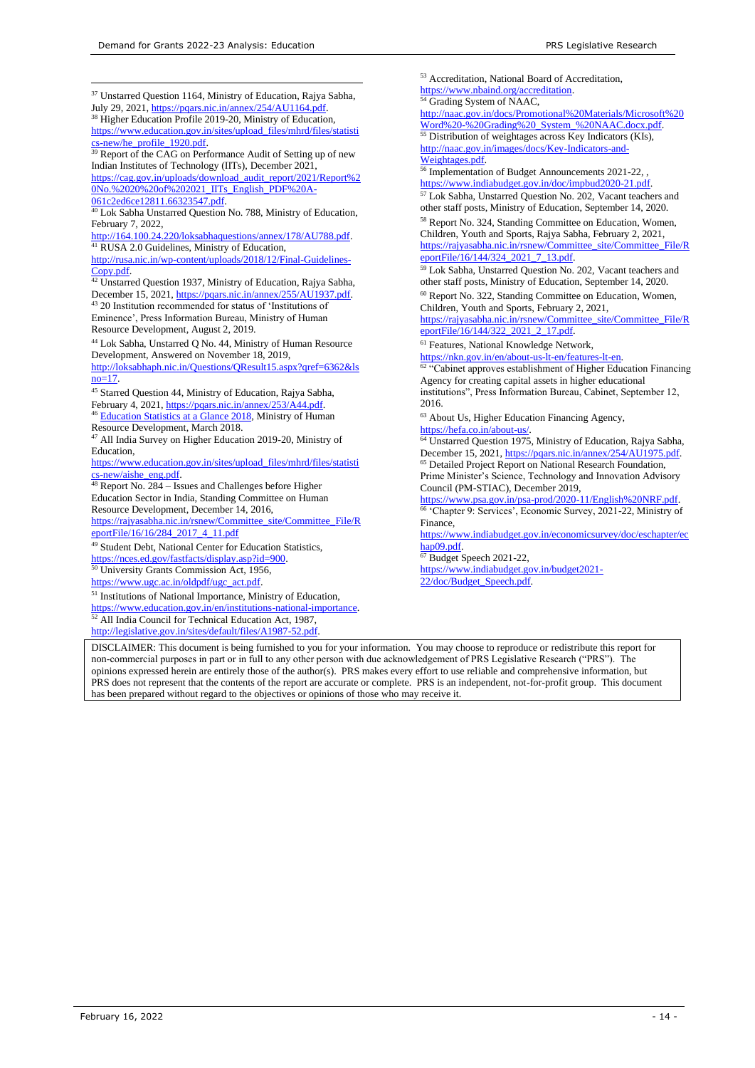[37] Unstarred Question 1164, Ministry of Education, Rajya Sabha, July 29, 2021, https://pqars.nic.in/annex/254/AU1164.pdf.

[38] Higher Education Profile 2019-20, Ministry of Education, https://www.education.gov.in/sites/upload_files/mhrd/files/statistics-new/he_profile_1920.pdf.

[39] Report of the CAG on Performance Audit of Setting up of new Indian Institutes of Technology (IITs), December 2021, https://cag.gov.in/uploads/download_audit_report/2021/Report%20No.%2020%20of%202021_IITs_English_PDF%20A-061c2ed6ce12811.66323547.pdf.

[40] Lok Sabha Unstarred Question No. 788, Ministry of Education, February 7, 2022, http://164.100.24.220/loksabhaquestions/annex/178/AU788.pdf.

[41] RUSA 2.0 Guidelines, Ministry of Education, http://rusa.nic.in/wp-content/uploads/2018/12/Final-Guidelines-Copy.pdf.

[42] Unstarred Question 1937, Ministry of Education, Rajya Sabha, December 15, 2021, https://pqars.nic.in/annex/255/AU1937.pdf.

[43] 20 Institution recommended for status of 'Institutions of Eminence', Press Information Bureau, Ministry of Human Resource Development, August 2, 2019.

[44] Lok Sabha, Unstarred Q No. 44, Ministry of Human Resource Development, Answered on November 18, 2019, http://loksabhaph.nic.in/Questions/QResult15.aspx?qref=6362&lsno=17.

[45] Starred Question 44, Ministry of Education, Rajya Sabha, February 4, 2021, https://pqars.nic.in/annex/253/A44.pdf.

[46] Education Statistics at a Glance 2018, Ministry of Human Resource Development, March 2018.

[47] All India Survey on Higher Education 2019-20, Ministry of Education, https://www.education.gov.in/sites/upload_files/mhrd/files/statistics-new/aishe_eng.pdf.

[48] Report No. 284 – Issues and Challenges before Higher Education Sector in India, Standing Committee on Human Resource Development, December 14, 2016, https://rajyasabha.nic.in/rsnew/Committee_site/Committee_File/ReportFile/16/16/284_2017_4_11.pdf

[49] Student Debt, National Center for Education Statistics, https://nces.ed.gov/fastfacts/display.asp?id=900.

[50] University Grants Commission Act, 1956, https://www.ugc.ac.in/oldpdf/ugc_act.pdf.

[51] Institutions of National Importance, Ministry of Education, https://www.education.gov.in/en/institutions-national-importance.

[52] All India Council for Technical Education Act, 1987, http://legislative.gov.in/sites/default/files/A1987-52.pdf.

[53] Accreditation, National Board of Accreditation, https://www.nbaind.org/accreditation.

[54] Grading System of NAAC, http://naac.gov.in/docs/Promotional%20Materials/Microsoft%20Word%20-%20Grading%20_System_%20NAAC.docx.pdf.

[55] Distribution of weightages across Key Indicators (KIs), http://naac.gov.in/images/docs/Key-Indicators-and-Weightages.pdf.

[56] Implementation of Budget Announcements 2021-22, , https://www.indiabudget.gov.in/doc/impbud2020-21.pdf.

[57] Lok Sabha, Unstarred Question No. 202, Vacant teachers and other staff posts, Ministry of Education, September 14, 2020.

[58] Report No. 324, Standing Committee on Education, Women, Children, Youth and Sports, Rajya Sabha, February 2, 2021, https://rajyasabha.nic.in/rsnew/Committee_site/Committee_File/ReportFile/16/144/324_2021_7_13.pdf.

[59] Lok Sabha, Unstarred Question No. 202, Vacant teachers and other staff posts, Ministry of Education, September 14, 2020.

[60] Report No. 322, Standing Committee on Education, Women, Children, Youth and Sports, February 2, 2021, https://rajyasabha.nic.in/rsnew/Committee_site/Committee_File/ReportFile/16/144/322_2021_2_17.pdf.

[61] Features, National Knowledge Network, https://nkn.gov.in/en/about-us-lt-en/features-lt-en.

[62] "Cabinet approves establishment of Higher Education Financing Agency for creating capital assets in higher educational institutions", Press Information Bureau, Cabinet, September 12, 2016.

[63] About Us, Higher Education Financing Agency, https://hefa.co.in/about-us/.

[64] Unstarred Question 1975, Ministry of Education, Rajya Sabha, December 15, 2021, https://pqars.nic.in/annex/254/AU1975.pdf.

[65] Detailed Project Report on National Research Foundation, Prime Minister's Science, Technology and Innovation Advisory Council (PM-STIAC), December 2019, https://www.psa.gov.in/psa-prod/2020-11/English%20NRF.pdf.

[66] 'Chapter 9: Services', Economic Survey, 2021-22, Ministry of Finance, https://www.indiabudget.gov.in/economicsurvey/doc/eschapter/echap09.pdf.

[67] Budget Speech 2021-22, https://www.indiabudget.gov.in/budget2021-22/doc/Budget_Speech.pdf.

DISCLAIMER: This document is being furnished to you for your information. You may choose to reproduce or redistribute this report for non-commercial purposes in part or in full to any other person with due acknowledgement of PRS Legislative Research ("PRS"). The opinions expressed herein are entirely those of the author(s). PRS makes every effort to use reliable and comprehensive information, but PRS does not represent that the contents of the report are accurate or complete. PRS is an independent, not-for-profit group. This document has been prepared without regard to the objectives or opinions of those who may receive it.